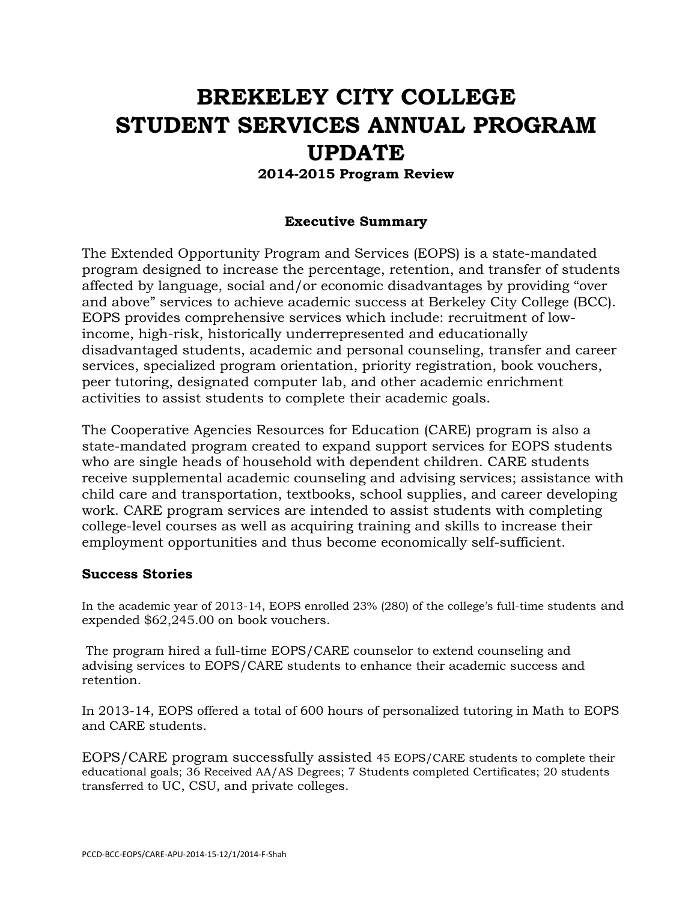# BREKELEY CITY COLLEGE
# STUDENT SERVICES ANNUAL PROGRAM UPDATE

**2014-2015 Program Review**

## Executive Summary

The Extended Opportunity Program and Services (EOPS) is a state-mandated program designed to increase the percentage, retention, and transfer of students affected by language, social and/or economic disadvantages by providing "over and above" services to achieve academic success at Berkeley City College (BCC). EOPS provides comprehensive services which include: recruitment of low-income, high-risk, historically underrepresented and educationally disadvantaged students, academic and personal counseling, transfer and career services, specialized program orientation, priority registration, book vouchers, peer tutoring, designated computer lab, and other academic enrichment activities to assist students to complete their academic goals.

The Cooperative Agencies Resources for Education (CARE) program is also a state-mandated program created to expand support services for EOPS students who are single heads of household with dependent children. CARE students receive supplemental academic counseling and advising services; assistance with child care and transportation, textbooks, school supplies, and career developing work. CARE program services are intended to assist students with completing college-level courses as well as acquiring training and skills to increase their employment opportunities and thus become economically self-sufficient.

### Success Stories

In the academic year of 2013-14, EOPS enrolled 23% (280) of the college's full-time students and expended $62,245.00 on book vouchers.

The program hired a full-time EOPS/CARE counselor to extend counseling and advising services to EOPS/CARE students to enhance their academic success and retention.

In 2013-14, EOPS offered a total of 600 hours of personalized tutoring in Math to EOPS and CARE students.

EOPS/CARE program successfully assisted 45 EOPS/CARE students to complete their educational goals; 36 Received AA/AS Degrees; 7 Students completed Certificates; 20 students transferred to UC, CSU, and private colleges.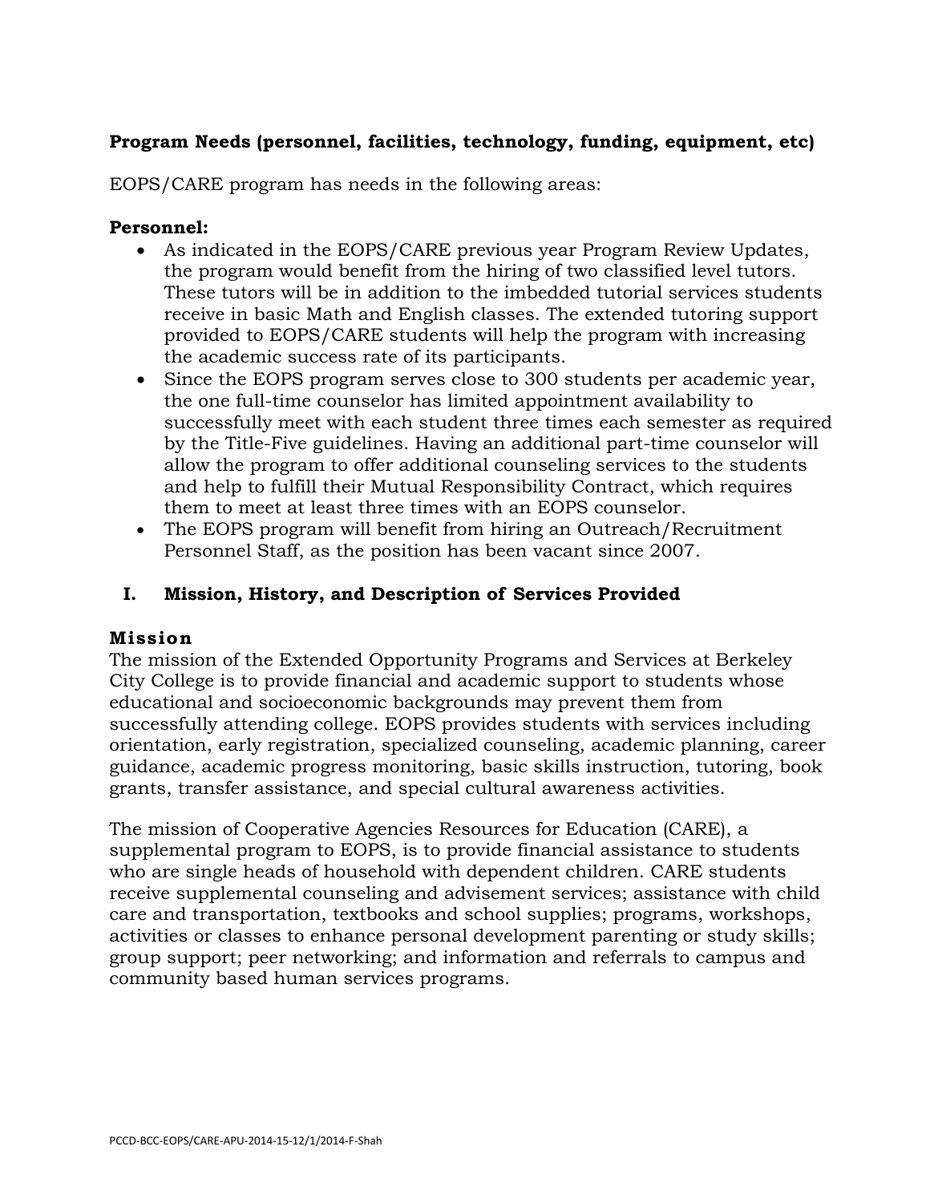**Program Needs (personnel, facilities, technology, funding, equipment, etc)**

EOPS/CARE program has needs in the following areas:

**Personnel:**

- As indicated in the EOPS/CARE previous year Program Review Updates, the program would benefit from the hiring of two classified level tutors. These tutors will be in addition to the imbedded tutorial services students receive in basic Math and English classes. The extended tutoring support provided to EOPS/CARE students will help the program with increasing the academic success rate of its participants.
- Since the EOPS program serves close to 300 students per academic year, the one full-time counselor has limited appointment availability to successfully meet with each student three times each semester as required by the Title-Five guidelines. Having an additional part-time counselor will allow the program to offer additional counseling services to the students and help to fulfill their Mutual Responsibility Contract, which requires them to meet at least three times with an EOPS counselor.
- The EOPS program will benefit from hiring an Outreach/Recruitment Personnel Staff, as the position has been vacant since 2007.

## I. Mission, History, and Description of Services Provided

### Mission

The mission of the Extended Opportunity Programs and Services at Berkeley City College is to provide financial and academic support to students whose educational and socioeconomic backgrounds may prevent them from successfully attending college. EOPS provides students with services including orientation, early registration, specialized counseling, academic planning, career guidance, academic progress monitoring, basic skills instruction, tutoring, book grants, transfer assistance, and special cultural awareness activities.

The mission of Cooperative Agencies Resources for Education (CARE), a supplemental program to EOPS, is to provide financial assistance to students who are single heads of household with dependent children. CARE students receive supplemental counseling and advisement services; assistance with child care and transportation, textbooks and school supplies; programs, workshops, activities or classes to enhance personal development parenting or study skills; group support; peer networking; and information and referrals to campus and community based human services programs.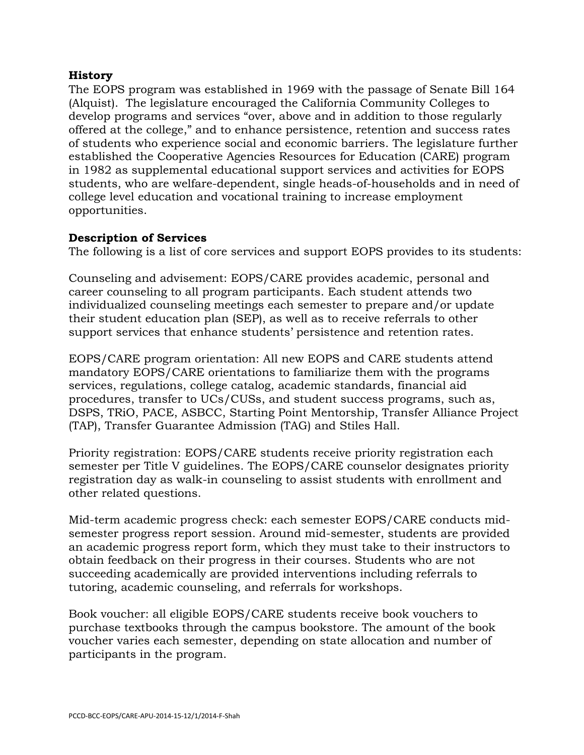**History**

The EOPS program was established in 1969 with the passage of Senate Bill 164 (Alquist). The legislature encouraged the California Community Colleges to develop programs and services "over, above and in addition to those regularly offered at the college," and to enhance persistence, retention and success rates of students who experience social and economic barriers. The legislature further established the Cooperative Agencies Resources for Education (CARE) program in 1982 as supplemental educational support services and activities for EOPS students, who are welfare-dependent, single heads-of-households and in need of college level education and vocational training to increase employment opportunities.

**Description of Services**

The following is a list of core services and support EOPS provides to its students:

Counseling and advisement: EOPS/CARE provides academic, personal and career counseling to all program participants. Each student attends two individualized counseling meetings each semester to prepare and/or update their student education plan (SEP), as well as to receive referrals to other support services that enhance students' persistence and retention rates.

EOPS/CARE program orientation: All new EOPS and CARE students attend mandatory EOPS/CARE orientations to familiarize them with the programs services, regulations, college catalog, academic standards, financial aid procedures, transfer to UCs/CUSs, and student success programs, such as, DSPS, TRiO, PACE, ASBCC, Starting Point Mentorship, Transfer Alliance Project (TAP), Transfer Guarantee Admission (TAG) and Stiles Hall.

Priority registration: EOPS/CARE students receive priority registration each semester per Title V guidelines. The EOPS/CARE counselor designates priority registration day as walk-in counseling to assist students with enrollment and other related questions.

Mid-term academic progress check: each semester EOPS/CARE conducts mid-semester progress report session. Around mid-semester, students are provided an academic progress report form, which they must take to their instructors to obtain feedback on their progress in their courses. Students who are not succeeding academically are provided interventions including referrals to tutoring, academic counseling, and referrals for workshops.

Book voucher: all eligible EOPS/CARE students receive book vouchers to purchase textbooks through the campus bookstore. The amount of the book voucher varies each semester, depending on state allocation and number of participants in the program.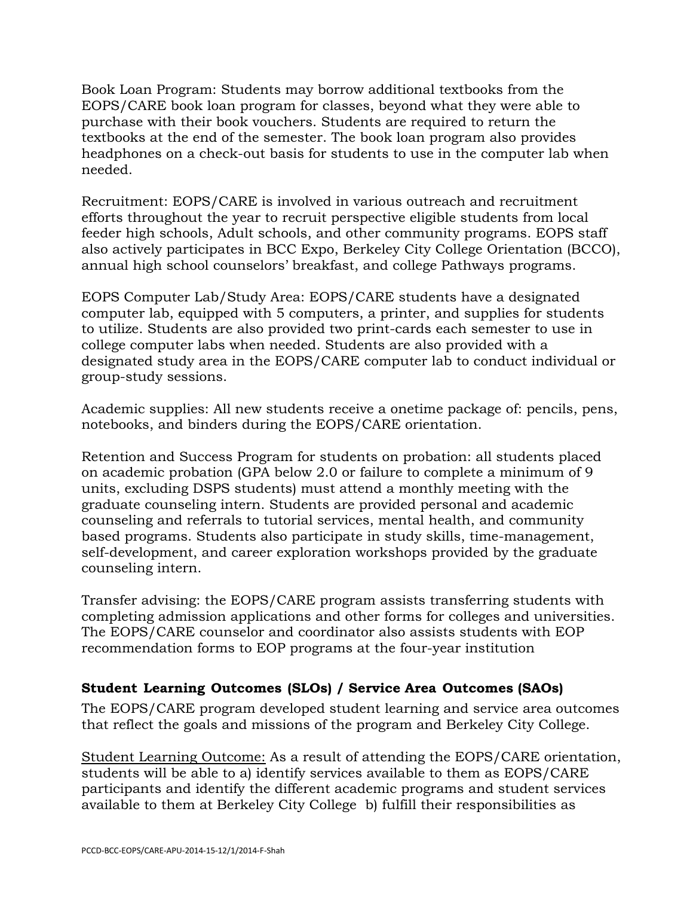Book Loan Program: Students may borrow additional textbooks from the EOPS/CARE book loan program for classes, beyond what they were able to purchase with their book vouchers. Students are required to return the textbooks at the end of the semester. The book loan program also provides headphones on a check-out basis for students to use in the computer lab when needed.

Recruitment: EOPS/CARE is involved in various outreach and recruitment efforts throughout the year to recruit perspective eligible students from local feeder high schools, Adult schools, and other community programs. EOPS staff also actively participates in BCC Expo, Berkeley City College Orientation (BCCO), annual high school counselors' breakfast, and college Pathways programs.

EOPS Computer Lab/Study Area: EOPS/CARE students have a designated computer lab, equipped with 5 computers, a printer, and supplies for students to utilize. Students are also provided two print-cards each semester to use in college computer labs when needed. Students are also provided with a designated study area in the EOPS/CARE computer lab to conduct individual or group-study sessions.

Academic supplies: All new students receive a onetime package of: pencils, pens, notebooks, and binders during the EOPS/CARE orientation.

Retention and Success Program for students on probation: all students placed on academic probation (GPA below 2.0 or failure to complete a minimum of 9 units, excluding DSPS students) must attend a monthly meeting with the graduate counseling intern. Students are provided personal and academic counseling and referrals to tutorial services, mental health, and community based programs. Students also participate in study skills, time-management, self-development, and career exploration workshops provided by the graduate counseling intern.

Transfer advising: the EOPS/CARE program assists transferring students with completing admission applications and other forms for colleges and universities. The EOPS/CARE counselor and coordinator also assists students with EOP recommendation forms to EOP programs at the four-year institution

## Student Learning Outcomes (SLOs) / Service Area Outcomes (SAOs)

The EOPS/CARE program developed student learning and service area outcomes that reflect the goals and missions of the program and Berkeley City College.

Student Learning Outcome: As a result of attending the EOPS/CARE orientation, students will be able to a) identify services available to them as EOPS/CARE participants and identify the different academic programs and student services available to them at Berkeley City College b) fulfill their responsibilities as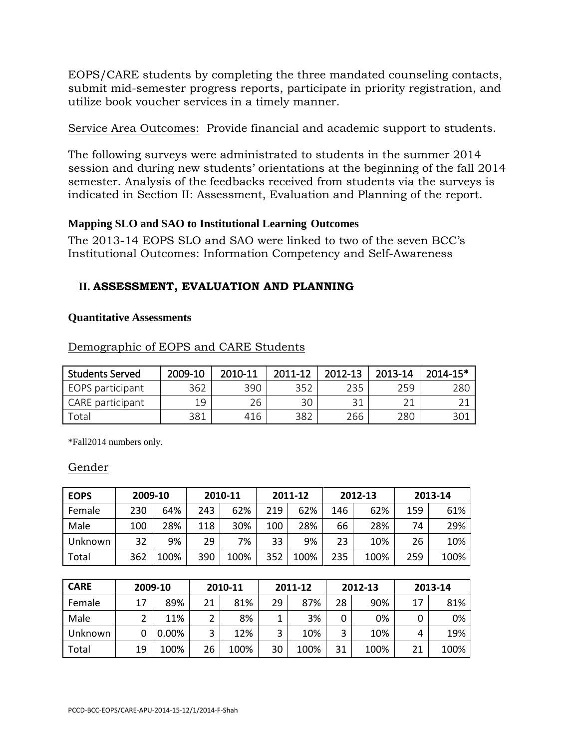EOPS/CARE students by completing the three mandated counseling contacts, submit mid-semester progress reports, participate in priority registration, and utilize book voucher services in a timely manner.

Service Area Outcomes: Provide financial and academic support to students.

The following surveys were administrated to students in the summer 2014 session and during new students' orientations at the beginning of the fall 2014 semester. Analysis of the feedbacks received from students via the surveys is indicated in Section II: Assessment, Evaluation and Planning of the report.

**Mapping SLO and SAO to Institutional Learning Outcomes**

The 2013-14 EOPS SLO and SAO were linked to two of the seven BCC's Institutional Outcomes: Information Competency and Self-Awareness

## II. ASSESSMENT, EVALUATION AND PLANNING

**Quantitative Assessments**

Demographic of EOPS and CARE Students

| Students Served | 2009-10 | 2010-11 | 2011-12 | 2012-13 | 2013-14 | 2014-15* |
|---|---|---|---|---|---|---|
| EOPS participant | 362 | 390 | 352 | 235 | 259 | 280 |
| CARE participant | 19 | 26 | 30 | 31 | 21 | 21 |
| Total | 381 | 416 | 382 | 266 | 280 | 301 |

*Fall2014 numbers only.

Gender

| EOPS | 2009-10 | | 2010-11 | | 2011-12 | | 2012-13 | | 2013-14 | |
|---|---|---|---|---|---|---|---|---|---|---|
| Female | 230 | 64% | 243 | 62% | 219 | 62% | 146 | 62% | 159 | 61% |
| Male | 100 | 28% | 118 | 30% | 100 | 28% | 66 | 28% | 74 | 29% |
| Unknown | 32 | 9% | 29 | 7% | 33 | 9% | 23 | 10% | 26 | 10% |
| Total | 362 | 100% | 390 | 100% | 352 | 100% | 235 | 100% | 259 | 100% |

| CARE | 2009-10 | | 2010-11 | | 2011-12 | | 2012-13 | | 2013-14 | |
|---|---|---|---|---|---|---|---|---|---|---|
| Female | 17 | 89% | 21 | 81% | 29 | 87% | 28 | 90% | 17 | 81% |
| Male | 2 | 11% | 2 | 8% | 1 | 3% | 0 | 0% | 0 | 0% |
| Unknown | 0 | 0.00% | 3 | 12% | 3 | 10% | 3 | 10% | 4 | 19% |
| Total | 19 | 100% | 26 | 100% | 30 | 100% | 31 | 100% | 21 | 100% |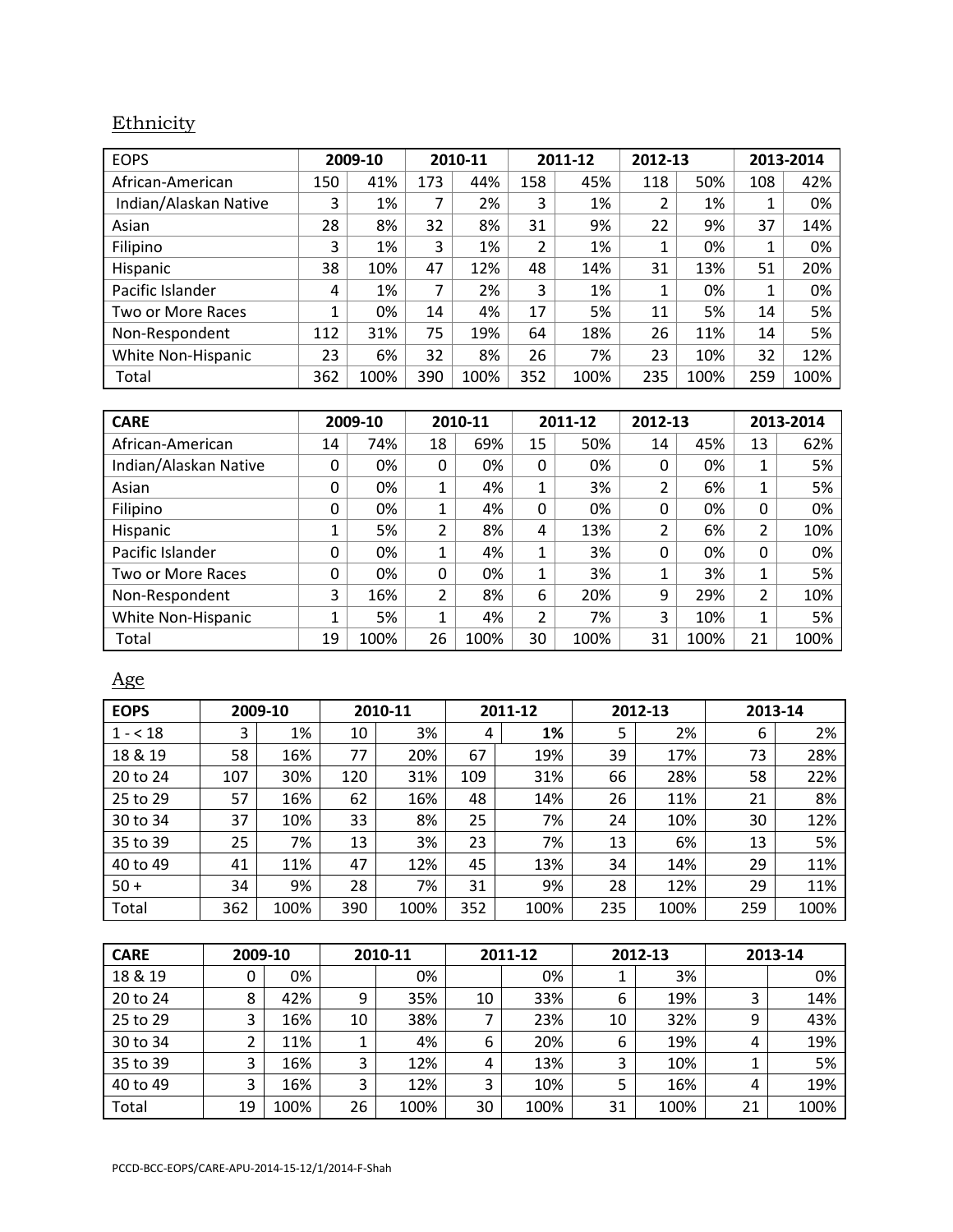## Ethnicity

| EOPS | 2009-10 | | 2010-11 | | 2011-12 | | 2012-13 | | 2013-2014 | |
|---|---|---|---|---|---|---|---|---|---|---|
| African-American | 150 | 41% | 173 | 44% | 158 | 45% | 118 | 50% | 108 | 42% |
| Indian/Alaskan Native | 3 | 1% | 7 | 2% | 3 | 1% | 2 | 1% | 1 | 0% |
| Asian | 28 | 8% | 32 | 8% | 31 | 9% | 22 | 9% | 37 | 14% |
| Filipino | 3 | 1% | 3 | 1% | 2 | 1% | 1 | 0% | 1 | 0% |
| Hispanic | 38 | 10% | 47 | 12% | 48 | 14% | 31 | 13% | 51 | 20% |
| Pacific Islander | 4 | 1% | 7 | 2% | 3 | 1% | 1 | 0% | 1 | 0% |
| Two or More Races | 1 | 0% | 14 | 4% | 17 | 5% | 11 | 5% | 14 | 5% |
| Non-Respondent | 112 | 31% | 75 | 19% | 64 | 18% | 26 | 11% | 14 | 5% |
| White Non-Hispanic | 23 | 6% | 32 | 8% | 26 | 7% | 23 | 10% | 32 | 12% |
| Total | 362 | 100% | 390 | 100% | 352 | 100% | 235 | 100% | 259 | 100% |

| CARE | 2009-10 | | 2010-11 | | 2011-12 | | 2012-13 | | 2013-2014 | |
|---|---|---|---|---|---|---|---|---|---|---|
| African-American | 14 | 74% | 18 | 69% | 15 | 50% | 14 | 45% | 13 | 62% |
| Indian/Alaskan Native | 0 | 0% | 0 | 0% | 0 | 0% | 0 | 0% | 1 | 5% |
| Asian | 0 | 0% | 1 | 4% | 1 | 3% | 2 | 6% | 1 | 5% |
| Filipino | 0 | 0% | 1 | 4% | 0 | 0% | 0 | 0% | 0 | 0% |
| Hispanic | 1 | 5% | 2 | 8% | 4 | 13% | 2 | 6% | 2 | 10% |
| Pacific Islander | 0 | 0% | 1 | 4% | 1 | 3% | 0 | 0% | 0 | 0% |
| Two or More Races | 0 | 0% | 0 | 0% | 1 | 3% | 1 | 3% | 1 | 5% |
| Non-Respondent | 3 | 16% | 2 | 8% | 6 | 20% | 9 | 29% | 2 | 10% |
| White Non-Hispanic | 1 | 5% | 1 | 4% | 2 | 7% | 3 | 10% | 1 | 5% |
| Total | 19 | 100% | 26 | 100% | 30 | 100% | 31 | 100% | 21 | 100% |

## Age

| EOPS | 2009-10 | | 2010-11 | | 2011-12 | | 2012-13 | | 2013-14 | |
|---|---|---|---|---|---|---|---|---|---|---|
| 1 - < 18 | 3 | 1% | 10 | 3% | 4 | **1%** | 5 | 2% | 6 | 2% |
| 18 & 19 | 58 | 16% | 77 | 20% | 67 | 19% | 39 | 17% | 73 | 28% |
| 20 to 24 | 107 | 30% | 120 | 31% | 109 | 31% | 66 | 28% | 58 | 22% |
| 25 to 29 | 57 | 16% | 62 | 16% | 48 | 14% | 26 | 11% | 21 | 8% |
| 30 to 34 | 37 | 10% | 33 | 8% | 25 | 7% | 24 | 10% | 30 | 12% |
| 35 to 39 | 25 | 7% | 13 | 3% | 23 | 7% | 13 | 6% | 13 | 5% |
| 40 to 49 | 41 | 11% | 47 | 12% | 45 | 13% | 34 | 14% | 29 | 11% |
| 50 + | 34 | 9% | 28 | 7% | 31 | 9% | 28 | 12% | 29 | 11% |
| Total | 362 | 100% | 390 | 100% | 352 | 100% | 235 | 100% | 259 | 100% |

| CARE | 2009-10 | | 2010-11 | | 2011-12 | | 2012-13 | | 2013-14 | |
|---|---|---|---|---|---|---|---|---|---|---|
| 18 & 19 | 0 | 0% | | 0% | | 0% | 1 | 3% | | 0% |
| 20 to 24 | 8 | 42% | 9 | 35% | 10 | 33% | 6 | 19% | 3 | 14% |
| 25 to 29 | 3 | 16% | 10 | 38% | 7 | 23% | 10 | 32% | 9 | 43% |
| 30 to 34 | 2 | 11% | 1 | 4% | 6 | 20% | 6 | 19% | 4 | 19% |
| 35 to 39 | 3 | 16% | 3 | 12% | 4 | 13% | 3 | 10% | 1 | 5% |
| 40 to 49 | 3 | 16% | 3 | 12% | 3 | 10% | 5 | 16% | 4 | 19% |
| Total | 19 | 100% | 26 | 100% | 30 | 100% | 31 | 100% | 21 | 100% |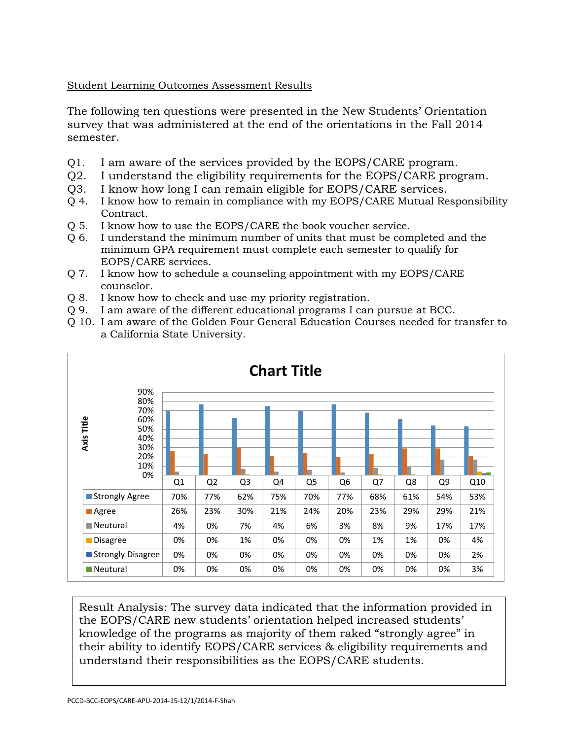Student Learning Outcomes Assessment Results

The following ten questions were presented in the New Students' Orientation survey that was administered at the end of the orientations in the Fall 2014 semester.

Q1. I am aware of the services provided by the EOPS/CARE program.
Q2. I understand the eligibility requirements for the EOPS/CARE program.
Q3. I know how long I can remain eligible for EOPS/CARE services.
Q 4. I know how to remain in compliance with my EOPS/CARE Mutual Responsibility Contract.
Q 5. I know how to use the EOPS/CARE the book voucher service.
Q 6. I understand the minimum number of units that must be completed and the minimum GPA requirement must complete each semester to qualify for EOPS/CARE services.
Q 7. I know how to schedule a counseling appointment with my EOPS/CARE counselor.
Q 8. I know how to check and use my priority registration.
Q 9. I am aware of the different educational programs I can pursue at BCC.
Q 10. I am aware of the Golden Four General Education Courses needed for transfer to a California State University.

**Chart Title**

| | Q1 | Q2 | Q3 | Q4 | Q5 | Q6 | Q7 | Q8 | Q9 | Q10 |
|---|---|---|---|---|---|---|---|---|---|---|
| Strongly Agree | 70% | 77% | 62% | 75% | 70% | 77% | 68% | 61% | 54% | 53% |
| Agree | 26% | 23% | 30% | 21% | 24% | 20% | 23% | 29% | 29% | 21% |
| Neutural | 4% | 0% | 7% | 4% | 6% | 3% | 8% | 9% | 17% | 17% |
| Disagree | 0% | 0% | 1% | 0% | 0% | 0% | 1% | 1% | 0% | 4% |
| Strongly Disagree | 0% | 0% | 0% | 0% | 0% | 0% | 0% | 0% | 0% | 2% |
| Neutural | 0% | 0% | 0% | 0% | 0% | 0% | 0% | 0% | 0% | 3% |

Result Analysis: The survey data indicated that the information provided in the EOPS/CARE new students' orientation helped increased students' knowledge of the programs as majority of them raked "strongly agree" in their ability to identify EOPS/CARE services & eligibility requirements and understand their responsibilities as the EOPS/CARE students.

PCCD-BCC-EOPS/CARE-APU-2014-15-12/1/2014-F-Shah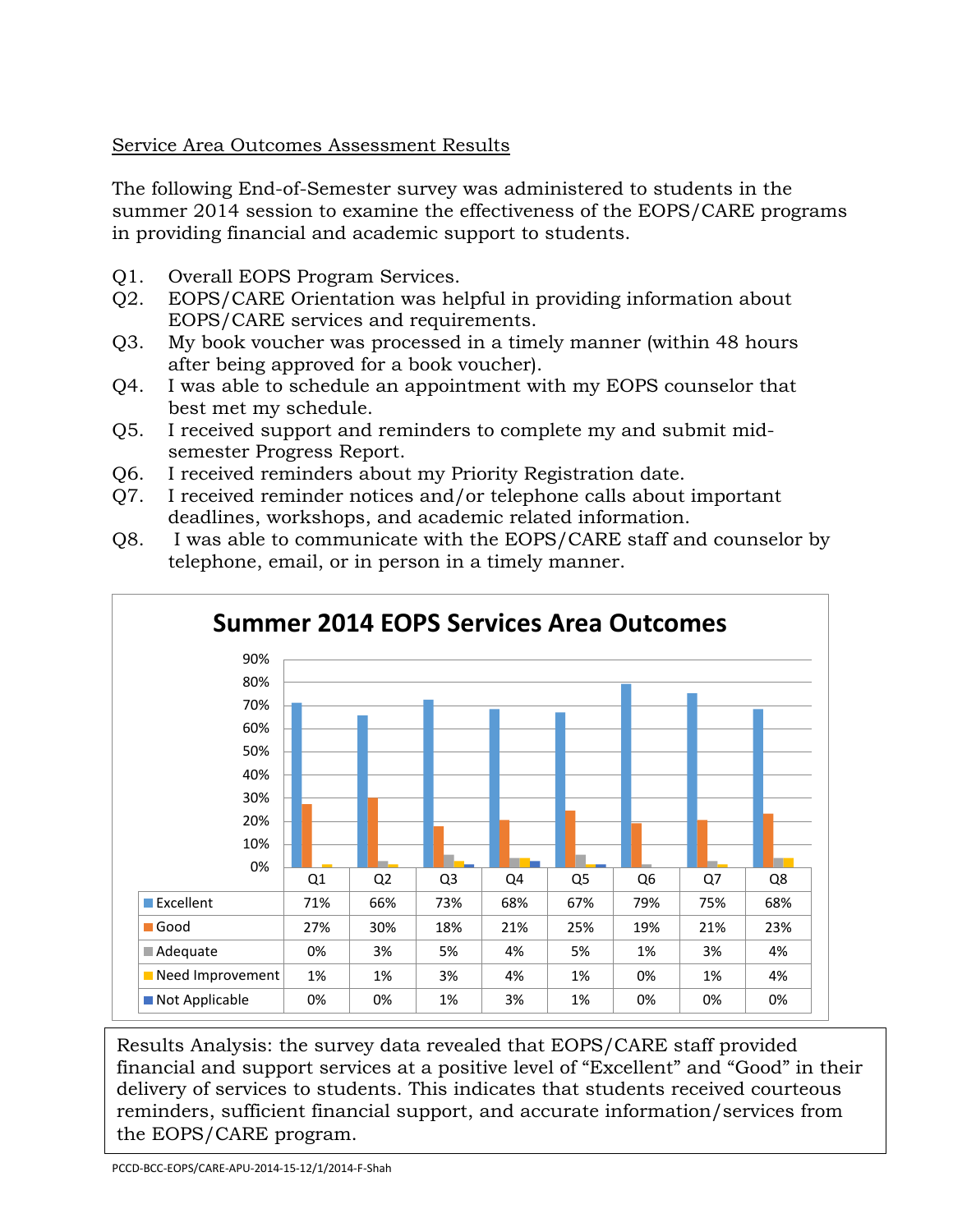Service Area Outcomes Assessment Results

The following End-of-Semester survey was administered to students in the summer 2014 session to examine the effectiveness of the EOPS/CARE programs in providing financial and academic support to students.

Q1. Overall EOPS Program Services.
Q2. EOPS/CARE Orientation was helpful in providing information about EOPS/CARE services and requirements.
Q3. My book voucher was processed in a timely manner (within 48 hours after being approved for a book voucher).
Q4. I was able to schedule an appointment with my EOPS counselor that best met my schedule.
Q5. I received support and reminders to complete my and submit mid-semester Progress Report.
Q6. I received reminders about my Priority Registration date.
Q7. I received reminder notices and/or telephone calls about important deadlines, workshops, and academic related information.
Q8. I was able to communicate with the EOPS/CARE staff and counselor by telephone, email, or in person in a timely manner.

**Summer 2014 EOPS Services Area Outcomes**

| | Q1 | Q2 | Q3 | Q4 | Q5 | Q6 | Q7 | Q8 |
|---|---|---|---|---|---|---|---|---|
| Excellent | 71% | 66% | 73% | 68% | 67% | 79% | 75% | 68% |
| Good | 27% | 30% | 18% | 21% | 25% | 19% | 21% | 23% |
| Adequate | 0% | 3% | 5% | 4% | 5% | 1% | 3% | 4% |
| Need Improvement | 1% | 1% | 3% | 4% | 1% | 0% | 1% | 4% |
| Not Applicable | 0% | 0% | 1% | 3% | 1% | 0% | 0% | 0% |

Results Analysis: the survey data revealed that EOPS/CARE staff provided financial and support services at a positive level of "Excellent" and "Good" in their delivery of services to students. This indicates that students received courteous reminders, sufficient financial support, and accurate information/services from the EOPS/CARE program.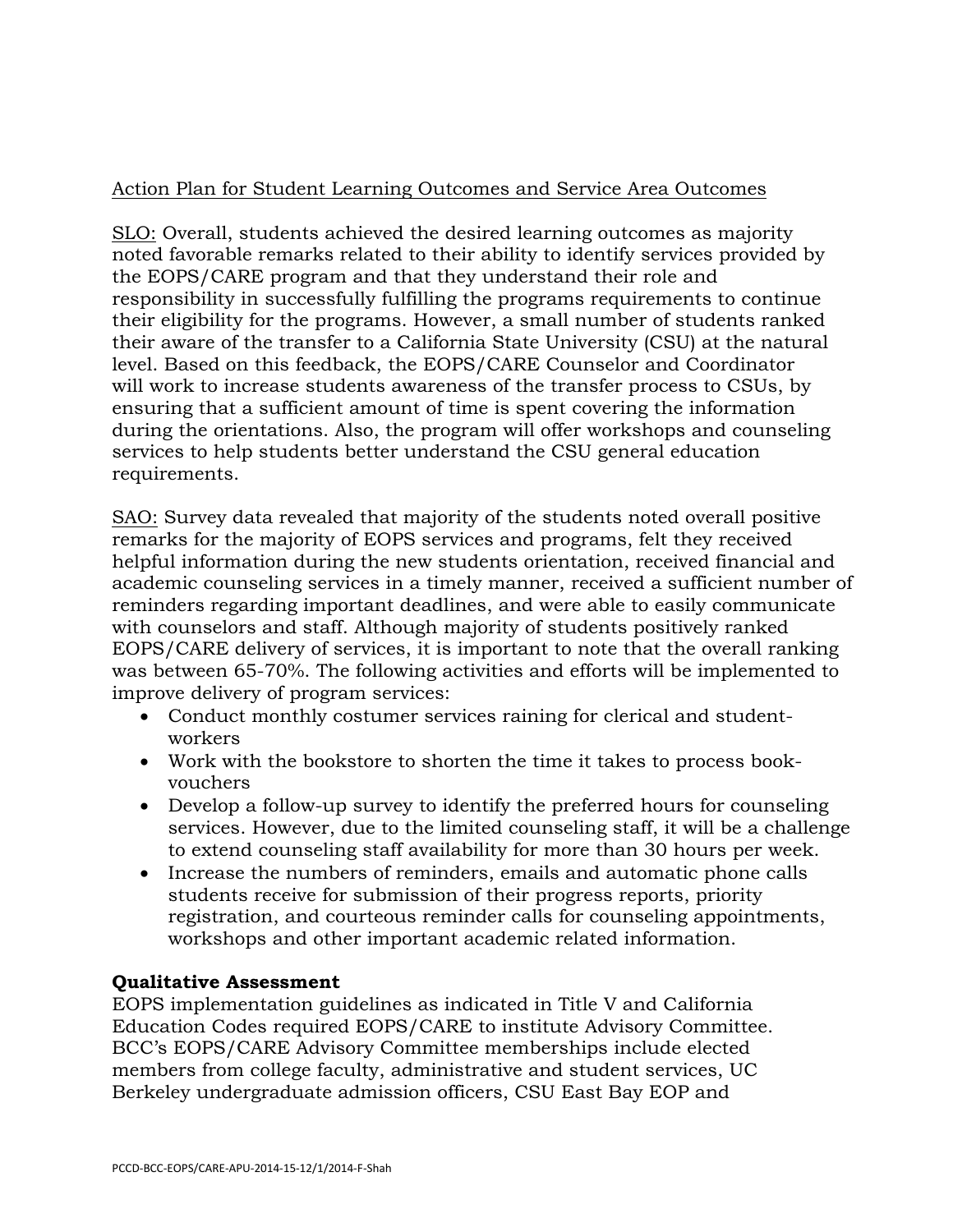Action Plan for Student Learning Outcomes and Service Area Outcomes

SLO: Overall, students achieved the desired learning outcomes as majority noted favorable remarks related to their ability to identify services provided by the EOPS/CARE program and that they understand their role and responsibility in successfully fulfilling the programs requirements to continue their eligibility for the programs. However, a small number of students ranked their aware of the transfer to a California State University (CSU) at the natural level. Based on this feedback, the EOPS/CARE Counselor and Coordinator will work to increase students awareness of the transfer process to CSUs, by ensuring that a sufficient amount of time is spent covering the information during the orientations. Also, the program will offer workshops and counseling services to help students better understand the CSU general education requirements.

SAO: Survey data revealed that majority of the students noted overall positive remarks for the majority of EOPS services and programs, felt they received helpful information during the new students orientation, received financial and academic counseling services in a timely manner, received a sufficient number of reminders regarding important deadlines, and were able to easily communicate with counselors and staff. Although majority of students positively ranked EOPS/CARE delivery of services, it is important to note that the overall ranking was between 65-70%. The following activities and efforts will be implemented to improve delivery of program services:

- Conduct monthly costumer services raining for clerical and student-workers
- Work with the bookstore to shorten the time it takes to process book-vouchers
- Develop a follow-up survey to identify the preferred hours for counseling services. However, due to the limited counseling staff, it will be a challenge to extend counseling staff availability for more than 30 hours per week.
- Increase the numbers of reminders, emails and automatic phone calls students receive for submission of their progress reports, priority registration, and courteous reminder calls for counseling appointments, workshops and other important academic related information.

**Qualitative Assessment**

EOPS implementation guidelines as indicated in Title V and California Education Codes required EOPS/CARE to institute Advisory Committee. BCC's EOPS/CARE Advisory Committee memberships include elected members from college faculty, administrative and student services, UC Berkeley undergraduate admission officers, CSU East Bay EOP and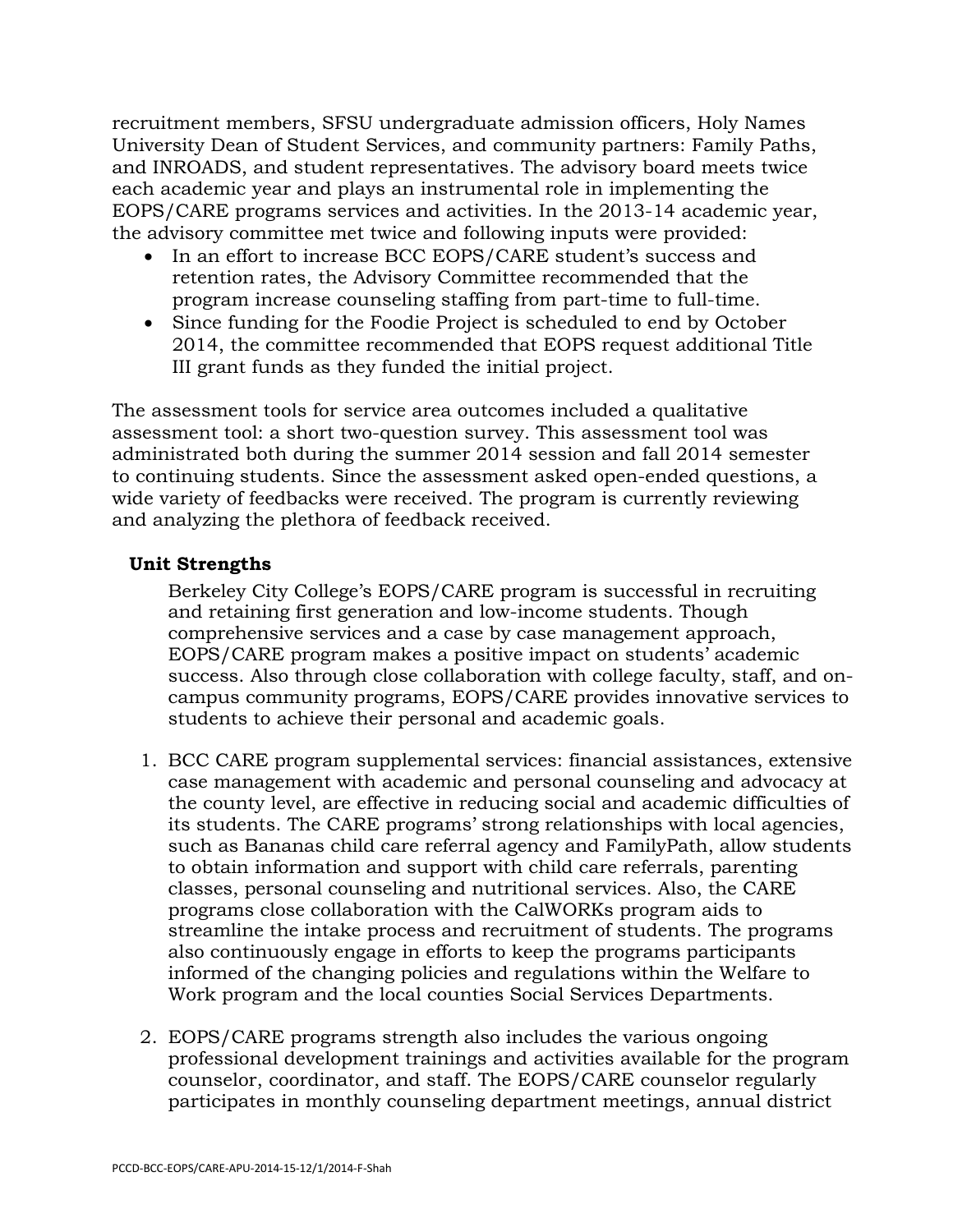recruitment members, SFSU undergraduate admission officers, Holy Names University Dean of Student Services, and community partners: Family Paths, and INROADS, and student representatives. The advisory board meets twice each academic year and plays an instrumental role in implementing the EOPS/CARE programs services and activities. In the 2013-14 academic year, the advisory committee met twice and following inputs were provided:

- In an effort to increase BCC EOPS/CARE student's success and retention rates, the Advisory Committee recommended that the program increase counseling staffing from part-time to full-time.
- Since funding for the Foodie Project is scheduled to end by October 2014, the committee recommended that EOPS request additional Title III grant funds as they funded the initial project.

The assessment tools for service area outcomes included a qualitative assessment tool: a short two-question survey. This assessment tool was administrated both during the summer 2014 session and fall 2014 semester to continuing students. Since the assessment asked open-ended questions, a wide variety of feedbacks were received. The program is currently reviewing and analyzing the plethora of feedback received.

**Unit Strengths**

Berkeley City College's EOPS/CARE program is successful in recruiting and retaining first generation and low-income students. Though comprehensive services and a case by case management approach, EOPS/CARE program makes a positive impact on students' academic success. Also through close collaboration with college faculty, staff, and on-campus community programs, EOPS/CARE provides innovative services to students to achieve their personal and academic goals.

1. BCC CARE program supplemental services: financial assistances, extensive case management with academic and personal counseling and advocacy at the county level, are effective in reducing social and academic difficulties of its students. The CARE programs' strong relationships with local agencies, such as Bananas child care referral agency and FamilyPath, allow students to obtain information and support with child care referrals, parenting classes, personal counseling and nutritional services. Also, the CARE programs close collaboration with the CalWORKs program aids to streamline the intake process and recruitment of students. The programs also continuously engage in efforts to keep the programs participants informed of the changing policies and regulations within the Welfare to Work program and the local counties Social Services Departments.

2. EOPS/CARE programs strength also includes the various ongoing professional development trainings and activities available for the program counselor, coordinator, and staff. The EOPS/CARE counselor regularly participates in monthly counseling department meetings, annual district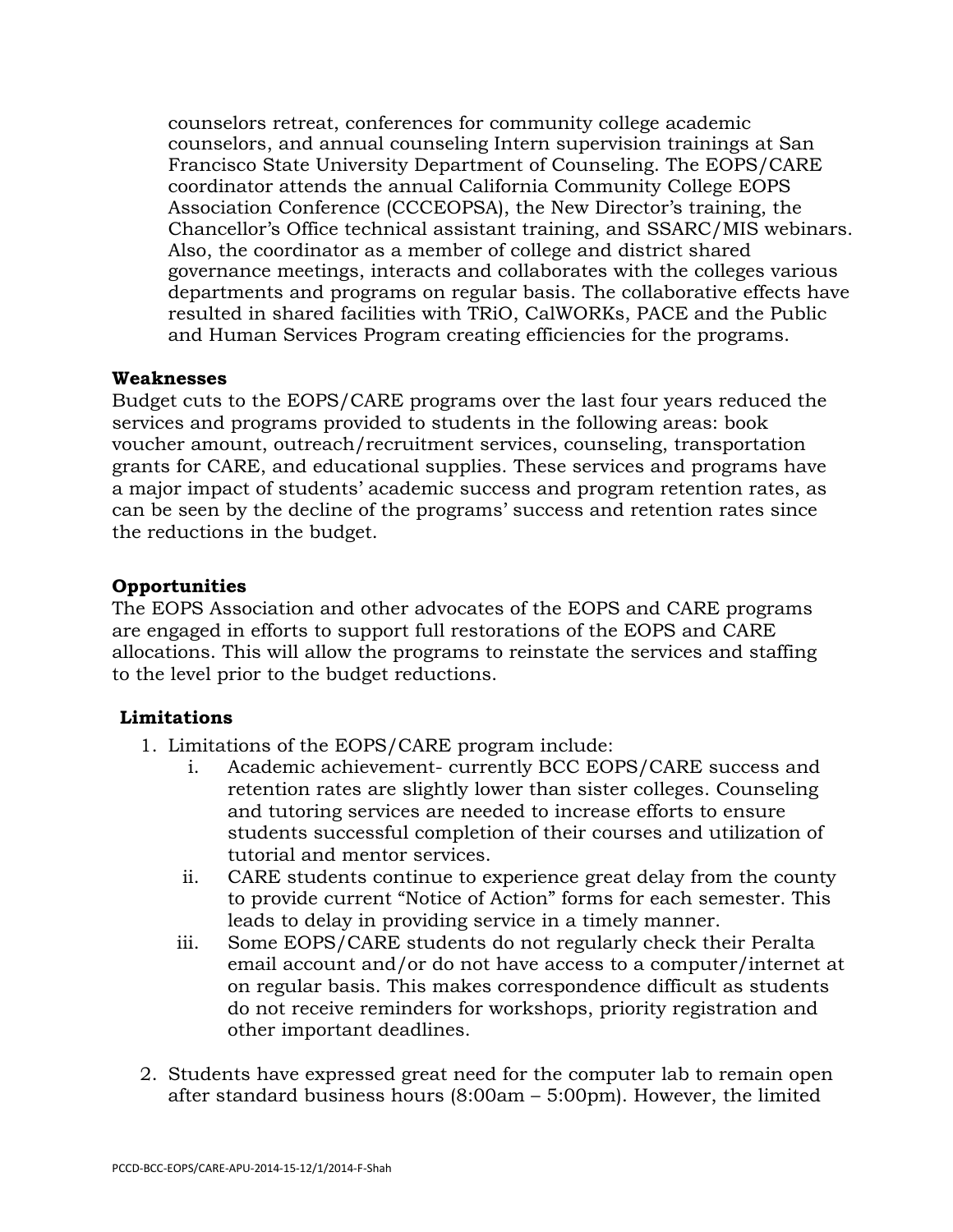counselors retreat, conferences for community college academic counselors, and annual counseling Intern supervision trainings at San Francisco State University Department of Counseling. The EOPS/CARE coordinator attends the annual California Community College EOPS Association Conference (CCCEOPSA), the New Director's training, the Chancellor's Office technical assistant training, and SSARC/MIS webinars. Also, the coordinator as a member of college and district shared governance meetings, interacts and collaborates with the colleges various departments and programs on regular basis. The collaborative effects have resulted in shared facilities with TRiO, CalWORKs, PACE and the Public and Human Services Program creating efficiencies for the programs.

**Weaknesses**

Budget cuts to the EOPS/CARE programs over the last four years reduced the services and programs provided to students in the following areas: book voucher amount, outreach/recruitment services, counseling, transportation grants for CARE, and educational supplies. These services and programs have a major impact of students' academic success and program retention rates, as can be seen by the decline of the programs' success and retention rates since the reductions in the budget.

**Opportunities**

The EOPS Association and other advocates of the EOPS and CARE programs are engaged in efforts to support full restorations of the EOPS and CARE allocations. This will allow the programs to reinstate the services and staffing to the level prior to the budget reductions.

**Limitations**

1. Limitations of the EOPS/CARE program include:
   i. Academic achievement- currently BCC EOPS/CARE success and retention rates are slightly lower than sister colleges. Counseling and tutoring services are needed to increase efforts to ensure students successful completion of their courses and utilization of tutorial and mentor services.
   ii. CARE students continue to experience great delay from the county to provide current "Notice of Action" forms for each semester. This leads to delay in providing service in a timely manner.
   iii. Some EOPS/CARE students do not regularly check their Peralta email account and/or do not have access to a computer/internet at on regular basis. This makes correspondence difficult as students do not receive reminders for workshops, priority registration and other important deadlines.

2. Students have expressed great need for the computer lab to remain open after standard business hours (8:00am – 5:00pm). However, the limited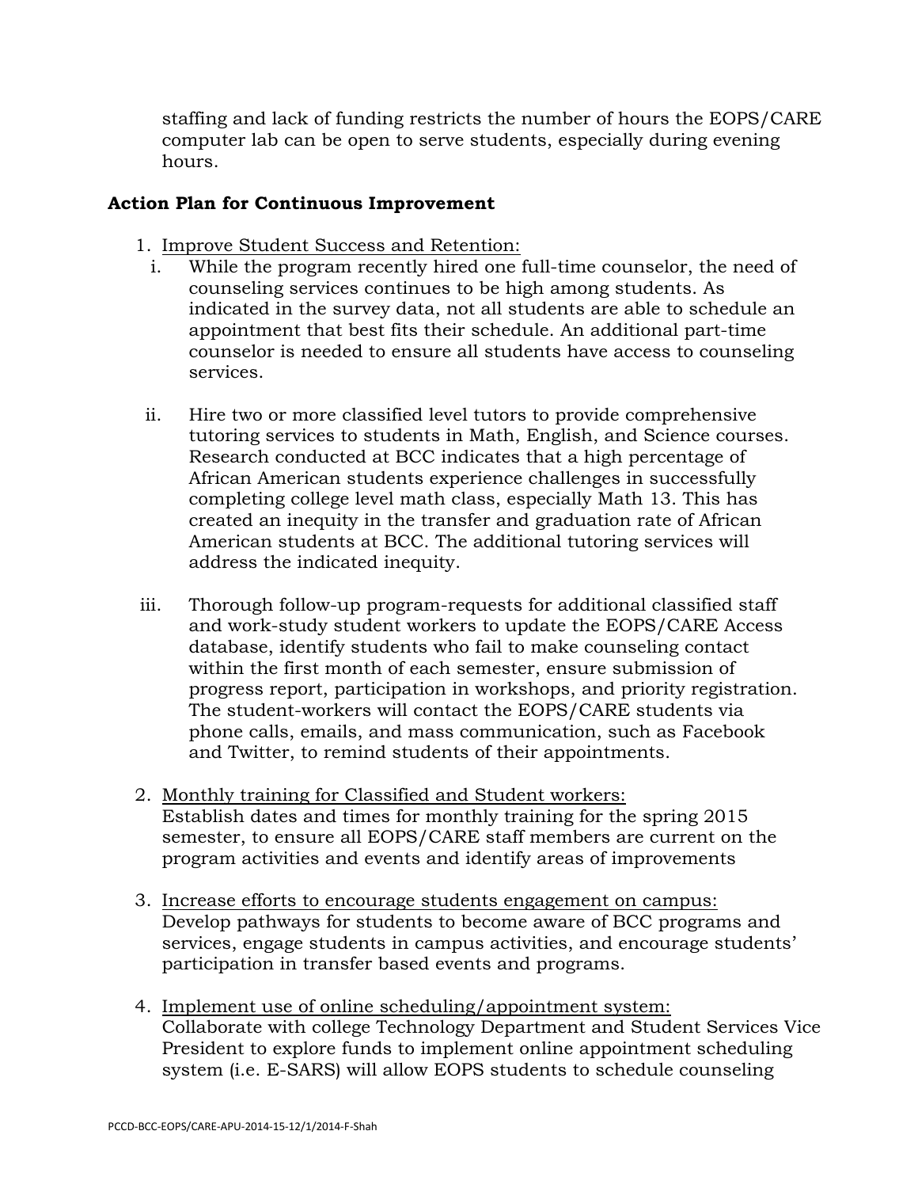staffing and lack of funding restricts the number of hours the EOPS/CARE computer lab can be open to serve students, especially during evening hours.

**Action Plan for Continuous Improvement**

1. Improve Student Success and Retention:
   i. While the program recently hired one full-time counselor, the need of counseling services continues to be high among students. As indicated in the survey data, not all students are able to schedule an appointment that best fits their schedule. An additional part-time counselor is needed to ensure all students have access to counseling services.

   ii. Hire two or more classified level tutors to provide comprehensive tutoring services to students in Math, English, and Science courses. Research conducted at BCC indicates that a high percentage of African American students experience challenges in successfully completing college level math class, especially Math 13. This has created an inequity in the transfer and graduation rate of African American students at BCC. The additional tutoring services will address the indicated inequity.

   iii. Thorough follow-up program-requests for additional classified staff and work-study student workers to update the EOPS/CARE Access database, identify students who fail to make counseling contact within the first month of each semester, ensure submission of progress report, participation in workshops, and priority registration. The student-workers will contact the EOPS/CARE students via phone calls, emails, and mass communication, such as Facebook and Twitter, to remind students of their appointments.

2. Monthly training for Classified and Student workers:
   Establish dates and times for monthly training for the spring 2015 semester, to ensure all EOPS/CARE staff members are current on the program activities and events and identify areas of improvements

3. Increase efforts to encourage students engagement on campus:
   Develop pathways for students to become aware of BCC programs and services, engage students in campus activities, and encourage students' participation in transfer based events and programs.

4. Implement use of online scheduling/appointment system:
   Collaborate with college Technology Department and Student Services Vice President to explore funds to implement online appointment scheduling system (i.e. E-SARS) will allow EOPS students to schedule counseling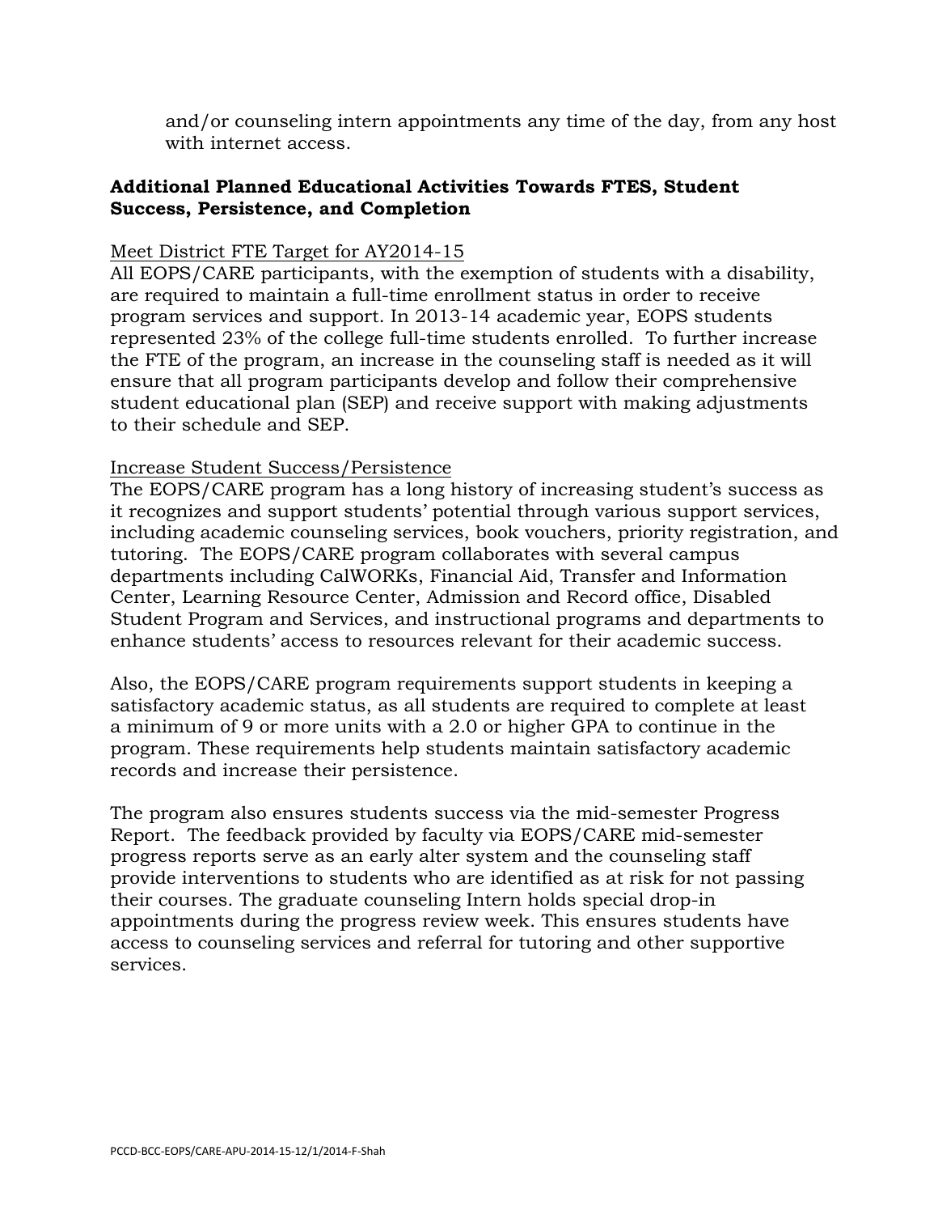and/or counseling intern appointments any time of the day, from any host with internet access.

**Additional Planned Educational Activities Towards FTES, Student Success, Persistence, and Completion**

Meet District FTE Target for AY2014-15

All EOPS/CARE participants, with the exemption of students with a disability, are required to maintain a full-time enrollment status in order to receive program services and support. In 2013-14 academic year, EOPS students represented 23% of the college full-time students enrolled. To further increase the FTE of the program, an increase in the counseling staff is needed as it will ensure that all program participants develop and follow their comprehensive student educational plan (SEP) and receive support with making adjustments to their schedule and SEP.

Increase Student Success/Persistence

The EOPS/CARE program has a long history of increasing student's success as it recognizes and support students' potential through various support services, including academic counseling services, book vouchers, priority registration, and tutoring. The EOPS/CARE program collaborates with several campus departments including CalWORKs, Financial Aid, Transfer and Information Center, Learning Resource Center, Admission and Record office, Disabled Student Program and Services, and instructional programs and departments to enhance students' access to resources relevant for their academic success.

Also, the EOPS/CARE program requirements support students in keeping a satisfactory academic status, as all students are required to complete at least a minimum of 9 or more units with a 2.0 or higher GPA to continue in the program. These requirements help students maintain satisfactory academic records and increase their persistence.

The program also ensures students success via the mid-semester Progress Report. The feedback provided by faculty via EOPS/CARE mid-semester progress reports serve as an early alter system and the counseling staff provide interventions to students who are identified as at risk for not passing their courses. The graduate counseling Intern holds special drop-in appointments during the progress review week. This ensures students have access to counseling services and referral for tutoring and other supportive services.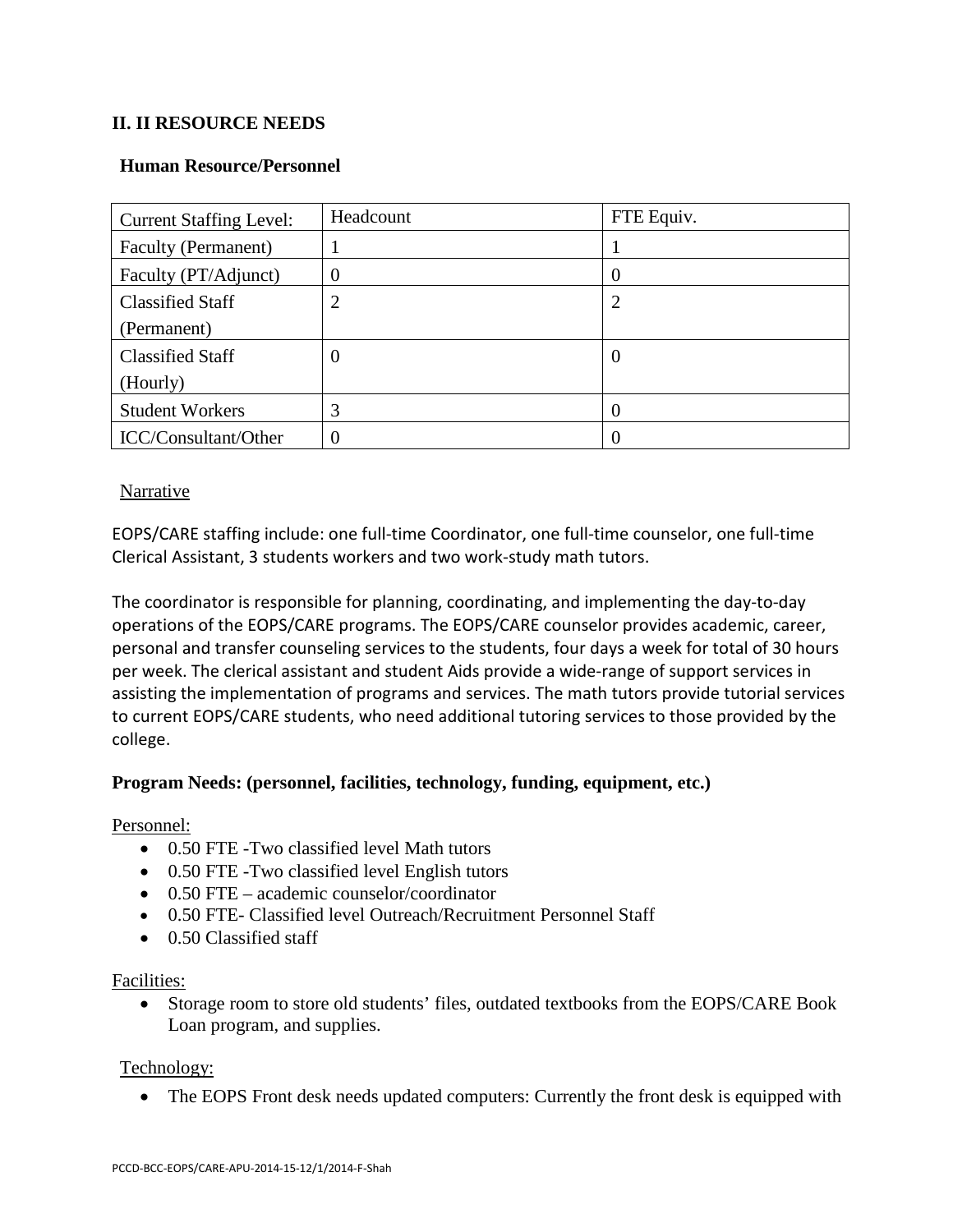## II. II RESOURCE NEEDS

### Human Resource/Personnel

| Current Staffing Level: | Headcount | FTE Equiv. |
|---|---|---|
| Faculty (Permanent) | 1 | 1 |
| Faculty (PT/Adjunct) | 0 | 0 |
| Classified Staff (Permanent) | 2 | 2 |
| Classified Staff (Hourly) | 0 | 0 |
| Student Workers | 3 | 0 |
| ICC/Consultant/Other | 0 | 0 |

Narrative

EOPS/CARE staffing include: one full-time Coordinator, one full-time counselor, one full-time Clerical Assistant, 3 students workers and two work-study math tutors.

The coordinator is responsible for planning, coordinating, and implementing the day-to-day operations of the EOPS/CARE programs. The EOPS/CARE counselor provides academic, career, personal and transfer counseling services to the students, four days a week for total of 30 hours per week. The clerical assistant and student Aids provide a wide-range of support services in assisting the implementation of programs and services. The math tutors provide tutorial services to current EOPS/CARE students, who need additional tutoring services to those provided by the college.

**Program Needs: (personnel, facilities, technology, funding, equipment, etc.)**

Personnel:

- 0.50 FTE -Two classified level Math tutors
- 0.50 FTE -Two classified level English tutors
- 0.50 FTE – academic counselor/coordinator
- 0.50 FTE- Classified level Outreach/Recruitment Personnel Staff
- 0.50 Classified staff

Facilities:

- Storage room to store old students' files, outdated textbooks from the EOPS/CARE Book Loan program, and supplies.

Technology:

- The EOPS Front desk needs updated computers: Currently the front desk is equipped with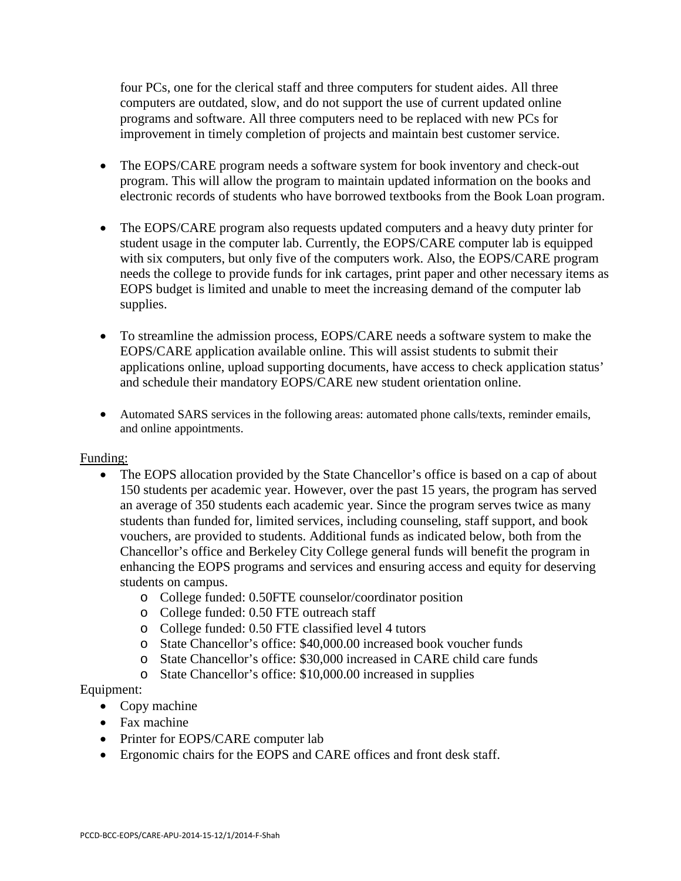four PCs, one for the clerical staff and three computers for student aides. All three computers are outdated, slow, and do not support the use of current updated online programs and software. All three computers need to be replaced with new PCs for improvement in timely completion of projects and maintain best customer service.

- The EOPS/CARE program needs a software system for book inventory and check-out program. This will allow the program to maintain updated information on the books and electronic records of students who have borrowed textbooks from the Book Loan program.
- The EOPS/CARE program also requests updated computers and a heavy duty printer for student usage in the computer lab. Currently, the EOPS/CARE computer lab is equipped with six computers, but only five of the computers work. Also, the EOPS/CARE program needs the college to provide funds for ink cartages, print paper and other necessary items as EOPS budget is limited and unable to meet the increasing demand of the computer lab supplies.
- To streamline the admission process, EOPS/CARE needs a software system to make the EOPS/CARE application available online. This will assist students to submit their applications online, upload supporting documents, have access to check application status' and schedule their mandatory EOPS/CARE new student orientation online.
- Automated SARS services in the following areas: automated phone calls/texts, reminder emails, and online appointments.

<u>Funding:</u>

- The EOPS allocation provided by the State Chancellor's office is based on a cap of about 150 students per academic year. However, over the past 15 years, the program has served an average of 350 students each academic year. Since the program serves twice as many students than funded for, limited services, including counseling, staff support, and book vouchers, are provided to students. Additional funds as indicated below, both from the Chancellor's office and Berkeley City College general funds will benefit the program in enhancing the EOPS programs and services and ensuring access and equity for deserving students on campus.
  - College funded: 0.50FTE counselor/coordinator position
  - College funded: 0.50 FTE outreach staff
  - College funded: 0.50 FTE classified level 4 tutors
  - State Chancellor's office: $40,000.00 increased book voucher funds
  - State Chancellor's office: $30,000 increased in CARE child care funds
  - State Chancellor's office: $10,000.00 increased in supplies

Equipment:

- Copy machine
- Fax machine
- Printer for EOPS/CARE computer lab
- Ergonomic chairs for the EOPS and CARE offices and front desk staff.